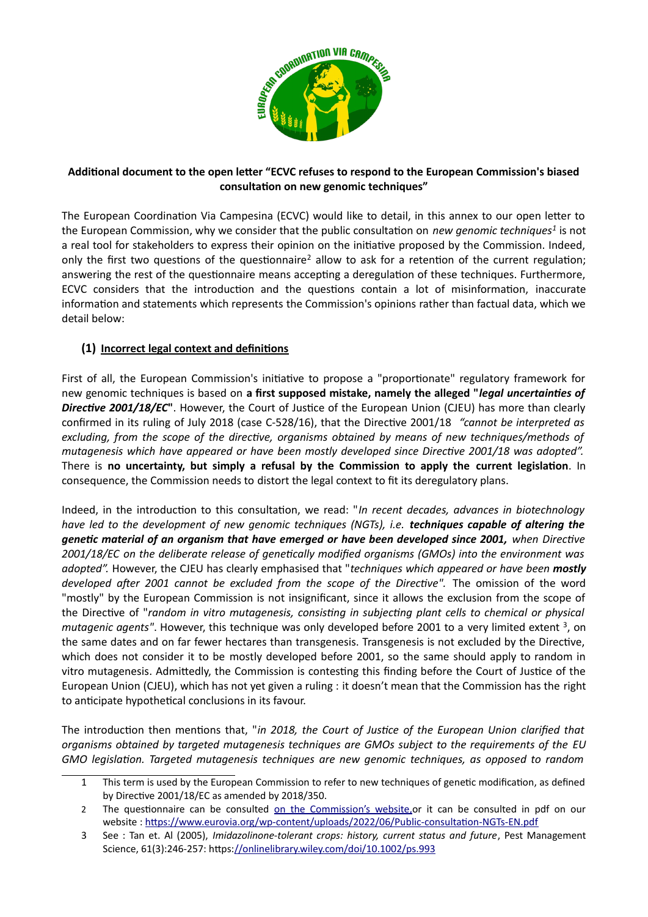**Additional document to the open letter "ECVC refuses to respond to the European Commission's biased consultation on new genomic techniques"**

The European Coordination Via Campesina (ECVC) would like to detail, in this annex to our open letter to the European Commission, why we consider that the public consultation on *new genomic techniques*[1] is not a real tool for stakeholders to express their opinion on the initiative proposed by the Commission. Indeed, only the first two questions of the questionnaire[2] allow to ask for a retention of the current regulation; answering the rest of the questionnaire means accepting a deregulation of these techniques. Furthermore, ECVC considers that the introduction and the questions contain a lot of misinformation, inaccurate information and statements which represents the Commission's opinions rather than factual data, which we detail below:

## (1) Incorrect legal context and definitions

First of all, the European Commission's initiative to propose a "proportionate" regulatory framework for new genomic techniques is based on **a first supposed mistake, namely the alleged "*legal uncertainties of Directive 2001/18/EC*"**. However, the Court of Justice of the European Union (CJEU) has more than clearly confirmed in its ruling of July 2018 (case C-528/16), that the Directive 2001/18 *"cannot be interpreted as excluding, from the scope of the directive, organisms obtained by means of new techniques/methods of mutagenesis which have appeared or have been mostly developed since Directive 2001/18 was adopted".* There is **no uncertainty, but simply a refusal by the Commission to apply the current legislation**. In consequence, the Commission needs to distort the legal context to fit its deregulatory plans.

Indeed, in the introduction to this consultation, we read: "*In recent decades, advances in biotechnology have led to the development of new genomic techniques (NGTs), i.e.* ***techniques capable of altering the genetic material of an organism that have emerged or have been developed since 2001,*** *when Directive 2001/18/EC on the deliberate release of genetically modified organisms (GMOs) into the environment was adopted".* However, the CJEU has clearly emphasised that "*techniques which appeared or have been **mostly** developed after 2001 cannot be excluded from the scope of the Directive".* The omission of the word "mostly" by the European Commission is not insignificant, since it allows the exclusion from the scope of the Directive of "*random in vitro mutagenesis, consisting in subjecting plant cells to chemical or physical mutagenic agents"*. However, this technique was only developed before 2001 to a very limited extent [3], on the same dates and on far fewer hectares than transgenesis. Transgenesis is not excluded by the Directive, which does not consider it to be mostly developed before 2001, so the same should apply to random in vitro mutagenesis. Admittedly, the Commission is contesting this finding before the Court of Justice of the European Union (CJEU), which has not yet given a ruling : it doesn't mean that the Commission has the right to anticipate hypothetical conclusions in its favour.

The introduction then mentions that, "*in 2018, the Court of Justice of the European Union clarified that organisms obtained by targeted mutagenesis techniques are GMOs subject to the requirements of the EU GMO legislation. Targeted mutagenesis techniques are new genomic techniques, as opposed to random*

---

1. This term is used by the European Commission to refer to new techniques of genetic modification, as defined by Directive 2001/18/EC as amended by 2018/350.
2. The questionnaire can be consulted on the Commission's website, or it can be consulted in pdf on our website : https://www.eurovia.org/wp-content/uploads/2022/06/Public-consultation-NGTs-EN.pdf
3. See : Tan et. Al (2005), *Imidazolinone-tolerant crops: history, current status and future*, Pest Management Science, 61(3):246-257: https://onlinelibrary.wiley.com/doi/10.1002/ps.993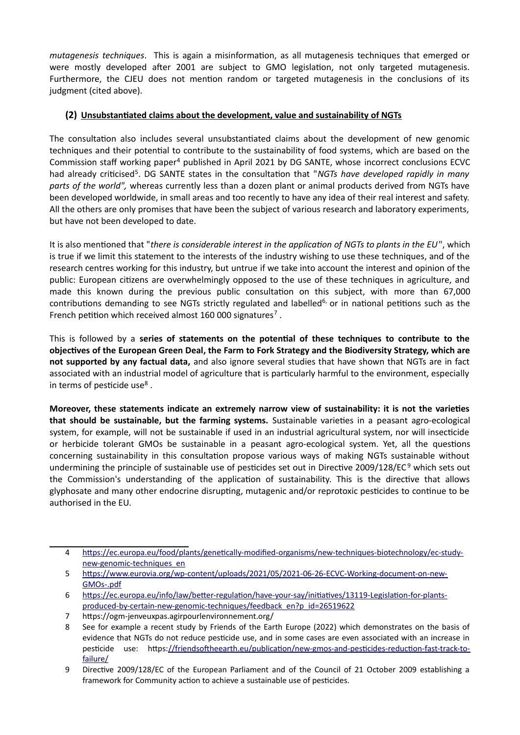*mutagenesis techniques*. This is again a misinformation, as all mutagenesis techniques that emerged or were mostly developed after 2001 are subject to GMO legislation, not only targeted mutagenesis. Furthermore, the CJEU does not mention random or targeted mutagenesis in the conclusions of its judgment (cited above).

## (2) Unsubstantiated claims about the development, value and sustainability of NGTs

The consultation also includes several unsubstantiated claims about the development of new genomic techniques and their potential to contribute to the sustainability of food systems, which are based on the Commission staff working paper[4] published in April 2021 by DG SANTE, whose incorrect conclusions ECVC had already criticised[5]. DG SANTE states in the consultation that "*NGTs have developed rapidly in many parts of the world",* whereas currently less than a dozen plant or animal products derived from NGTs have been developed worldwide, in small areas and too recently to have any idea of their real interest and safety. All the others are only promises that have been the subject of various research and laboratory experiments, but have not been developed to date.

It is also mentioned that "*there is considerable interest in the application of NGTs to plants in the EU*", which is true if we limit this statement to the interests of the industry wishing to use these techniques, and of the research centres working for this industry, but untrue if we take into account the interest and opinion of the public: European citizens are overwhelmingly opposed to the use of these techniques in agriculture, and made this known during the previous public consultation on this subject, with more than 67,000 contributions demanding to see NGTs strictly regulated and labelled[6], or in national petitions such as the French petition which received almost 160 000 signatures[7].

This is followed by a **series of statements on the potential of these techniques to contribute to the objectives of the European Green Deal, the Farm to Fork Strategy and the Biodiversity Strategy, which are not supported by any factual data,** and also ignore several studies that have shown that NGTs are in fact associated with an industrial model of agriculture that is particularly harmful to the environment, especially in terms of pesticide use[8].

**Moreover, these statements indicate an extremely narrow view of sustainability: it is not the varieties that should be sustainable, but the farming systems.** Sustainable varieties in a peasant agro-ecological system, for example, will not be sustainable if used in an industrial agricultural system, nor will insecticide or herbicide tolerant GMOs be sustainable in a peasant agro-ecological system. Yet, all the questions concerning sustainability in this consultation propose various ways of making NGTs sustainable without undermining the principle of sustainable use of pesticides set out in Directive 2009/128/EC[9] which sets out the Commission's understanding of the application of sustainability. This is the directive that allows glyphosate and many other endocrine disrupting, mutagenic and/or reprotoxic pesticides to continue to be authorised in the EU.

---

4 https://ec.europa.eu/food/plants/genetically-modified-organisms/new-techniques-biotechnology/ec-study-new-genomic-techniques_en

5 https://www.eurovia.org/wp-content/uploads/2021/05/2021-06-26-ECVC-Working-document-on-new-GMOs-.pdf

6 https://ec.europa.eu/info/law/better-regulation/have-your-say/initiatives/13119-Legislation-for-plants-produced-by-certain-new-genomic-techniques/feedback_en?p_id=26519622

7 https://ogm-jenveuxpas.agirpourlenvironnement.org/

8 See for example a recent study by Friends of the Earth Europe (2022) which demonstrates on the basis of evidence that NGTs do not reduce pesticide use, and in some cases are even associated with an increase in pesticide use: https://friendsoftheearth.eu/publication/new-gmos-and-pesticides-reduction-fast-track-to-failure/

9 Directive 2009/128/EC of the European Parliament and of the Council of 21 October 2009 establishing a framework for Community action to achieve a sustainable use of pesticides.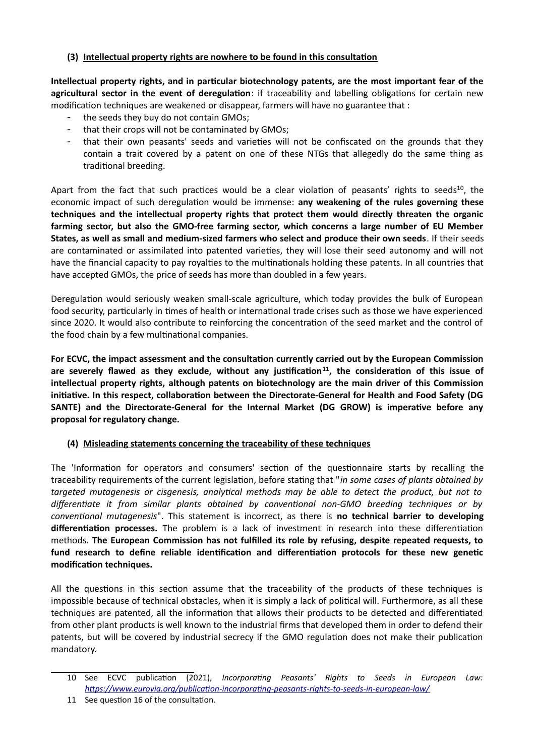### (3) Intellectual property rights are nowhere to be found in this consultation

**Intellectual property rights, and in particular biotechnology patents, are the most important fear of the agricultural sector in the event of deregulation**: if traceability and labelling obligations for certain new modification techniques are weakened or disappear, farmers will have no guarantee that :

- the seeds they buy do not contain GMOs;
- that their crops will not be contaminated by GMOs;
- that their own peasants' seeds and varieties will not be confiscated on the grounds that they contain a trait covered by a patent on one of these NTGs that allegedly do the same thing as traditional breeding.

Apart from the fact that such practices would be a clear violation of peasants' rights to seeds[10], the economic impact of such deregulation would be immense: **any weakening of the rules governing these techniques and the intellectual property rights that protect them would directly threaten the organic farming sector, but also the GMO-free farming sector, which concerns a large number of EU Member States, as well as small and medium-sized farmers who select and produce their own seeds**. If their seeds are contaminated or assimilated into patented varieties, they will lose their seed autonomy and will not have the financial capacity to pay royalties to the multinationals holding these patents. In all countries that have accepted GMOs, the price of seeds has more than doubled in a few years.

Deregulation would seriously weaken small-scale agriculture, which today provides the bulk of European food security, particularly in times of health or international trade crises such as those we have experienced since 2020. It would also contribute to reinforcing the concentration of the seed market and the control of the food chain by a few multinational companies.

**For ECVC, the impact assessment and the consultation currently carried out by the European Commission are severely flawed as they exclude, without any justification[11], the consideration of this issue of intellectual property rights, although patents on biotechnology are the main driver of this Commission initiative. In this respect, collaboration between the Directorate-General for Health and Food Safety (DG SANTE) and the Directorate-General for the Internal Market (DG GROW) is imperative before any proposal for regulatory change.**

### (4) Misleading statements concerning the traceability of these techniques

The 'Information for operators and consumers' section of the questionnaire starts by recalling the traceability requirements of the current legislation, before stating that "*in some cases of plants obtained by targeted mutagenesis or cisgenesis, analytical methods may be able to detect the product, but not to differentiate it from similar plants obtained by conventional non-GMO breeding techniques or by conventional mutagenesis*". This statement is incorrect, as there is **no technical barrier to developing differentiation processes.** The problem is a lack of investment in research into these differentiation methods. **The European Commission has not fulfilled its role by refusing, despite repeated requests, to fund research to define reliable identification and differentiation protocols for these new genetic modification techniques.**

All the questions in this section assume that the traceability of the products of these techniques is impossible because of technical obstacles, when it is simply a lack of political will. Furthermore, as all these techniques are patented, all the information that allows their products to be detected and differentiated from other plant products is well known to the industrial firms that developed them in order to defend their patents, but will be covered by industrial secrecy if the GMO regulation does not make their publication mandatory.

---

10 See ECVC publication (2021), *Incorporating Peasants' Rights to Seeds in European Law: https://www.eurovia.org/publication-incorporating-peasants-rights-to-seeds-in-european-law/*

11 See question 16 of the consultation.